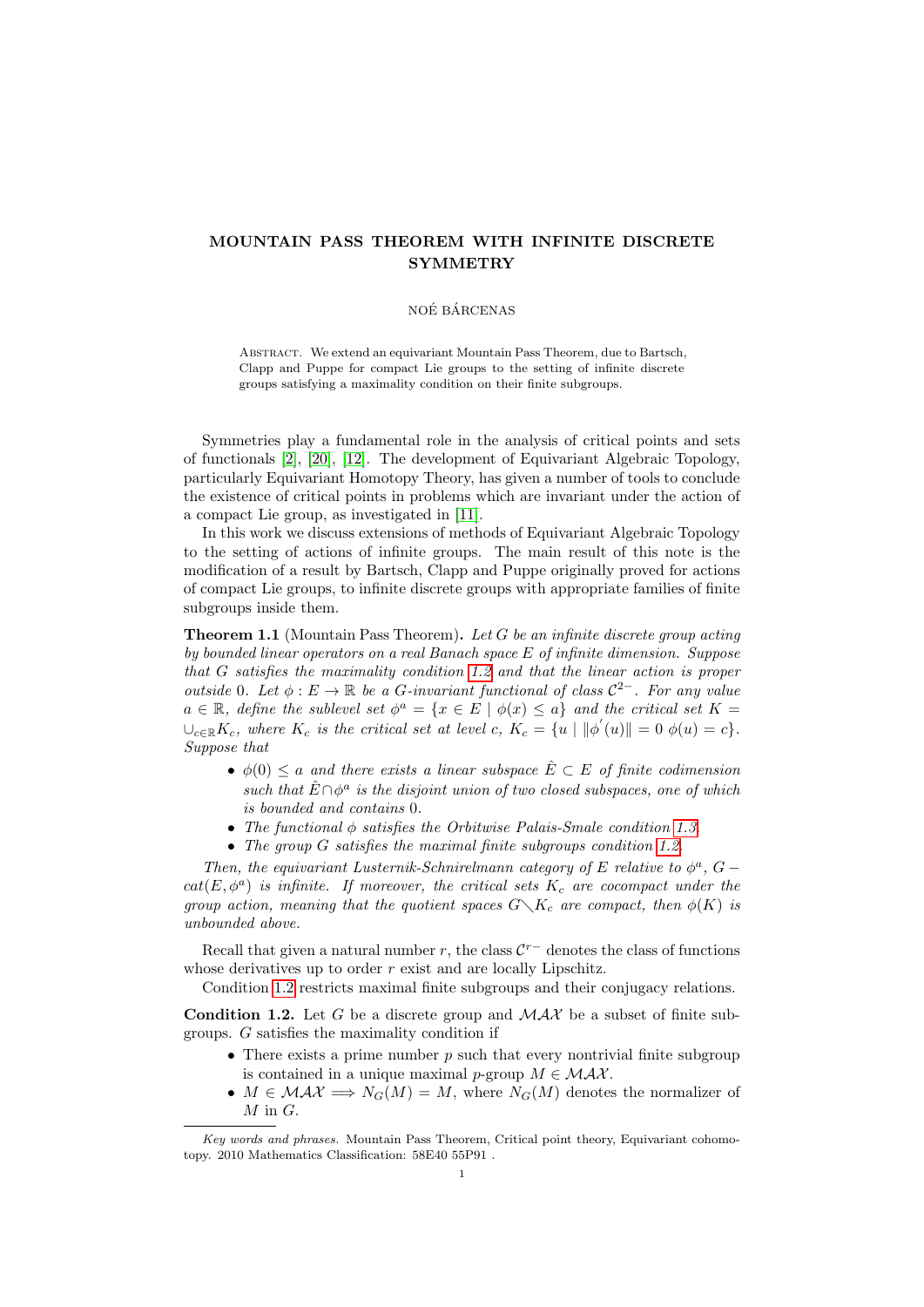# MOUNTAIN PASS THEOREM WITH INFINITE DISCRETE SYMMETRY

NOÉ BÁRCENAS

Abstract. We extend an equivariant Mountain Pass Theorem, due to Bartsch, Clapp and Puppe for compact Lie groups to the setting of infinite discrete groups satisfying a maximality condition on their finite subgroups.

Symmetries play a fundamental role in the analysis of critical points and sets of functionals [2], [20], [12]. The development of Equivariant Algebraic Topology, particularly Equivariant Homotopy Theory, has given a number of tools to conclude the existence of critical points in problems which are invariant under the action of a compact Lie group, as investigated in [11].

In this work we discuss extensions of methods of Equivariant Algebraic Topology to the setting of actions of infinite groups. The main result of this note is the modification of a result by Bartsch, Clapp and Puppe originally proved for actions of compact Lie groups, to infinite discrete groups with appropriate families of finite subgroups inside them.

**Theorem 1.1** (Mountain Pass Theorem)**.** *Let $G$ be an infinite discrete group acting by bounded linear operators on a real Banach space $E$ of infinite dimension. Suppose that $G$ satisfies the maximality condition 1.2 and that the linear action is proper outside 0. Let $\phi : E \to \mathbb{R}$ be a $G$-invariant functional of class $\mathcal{C}^{2-}$. For any value $a \in \mathbb{R}$, define the sublevel set $\phi^a = \{x \in E \mid \phi(x) \leq a\}$ and the critical set $K = \cup_{c \in \mathbb{R}} K_c$, where $K_c$ is the critical set at level $c$, $K_c = \{u \mid \|\phi^{'}(u)\| = 0 \ \phi(u) = c\}$. Suppose that*

- *$\phi(0) \leq a$ and there exists a linear subspace $\hat{E} \subset E$ of finite codimension such that $\hat{E} \cap \phi^a$ is the disjoint union of two closed subspaces, one of which is bounded and contains 0.*
- *The functional $\phi$ satisfies the Orbitwise Palais-Smale condition 1.3.*
- *The group $G$ satisfies the maximal finite subgroups condition 1.2.*

*Then, the equivariant Lusternik-Schnirelmann category of $E$ relative to $\phi^a$, $G-cat(E, \phi^a)$ is infinite. If moreover, the critical sets $K_c$ are cocompact under the group action, meaning that the quotient spaces $G \diagdown K_c$ are compact, then $\phi(K)$ is unbounded above.*

Recall that given a natural number $r$, the class $\mathcal{C}^{r-}$ denotes the class of functions whose derivatives up to order $r$ exist and are locally Lipschitz.

Condition 1.2 restricts maximal finite subgroups and their conjugacy relations.

**Condition 1.2.** Let $G$ be a discrete group and $\mathcal{MAX}$ be a subset of finite subgroups. $G$ satisfies the maximality condition if

- There exists a prime number $p$ such that every nontrivial finite subgroup is contained in a unique maximal $p$-group $M \in \mathcal{MAX}$.
- $M \in \mathcal{MAX} \implies N_G(M) = M$, where $N_G(M)$ denotes the normalizer of $M$ in $G$.

*Key words and phrases.* Mountain Pass Theorem, Critical point theory, Equivariant cohomotopy. 2010 Mathematics Classification: 58E40 55P91 .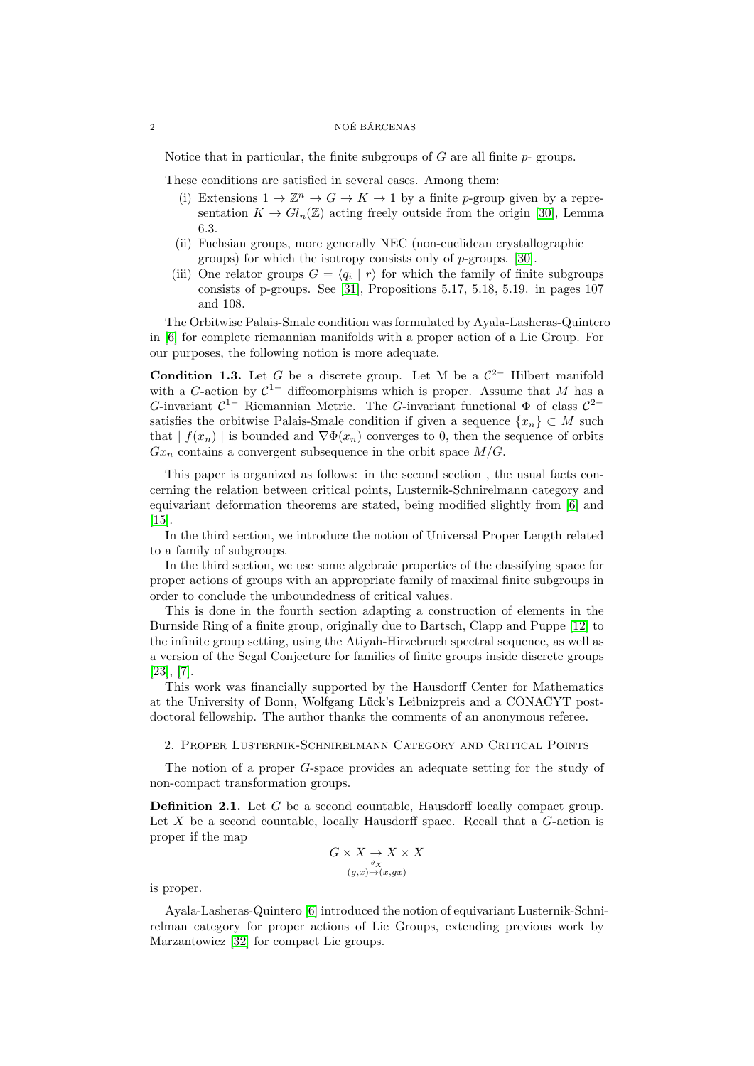Notice that in particular, the finite subgroups of $G$ are all finite $p$- groups.

These conditions are satisfied in several cases. Among them:

- (i) Extensions $1 \to \mathbb{Z}^n \to G \to K \to 1$ by a finite $p$-group given by a representation $K \to Gl_n(\mathbb{Z})$ acting freely outside from the origin [30], Lemma 6.3.
- (ii) Fuchsian groups, more generally NEC (non-euclidean crystallographic groups) for which the isotropy consists only of $p$-groups. [30].
- (iii) One relator groups $G = \langle q_i \mid r \rangle$ for which the family of finite subgroups consists of p-groups. See [31], Propositions 5.17, 5.18, 5.19. in pages 107 and 108.

The Orbitwise Palais-Smale condition was formulated by Ayala-Lasheras-Quintero in [6] for complete riemannian manifolds with a proper action of a Lie Group. For our purposes, the following notion is more adequate.

**Condition 1.3.** Let $G$ be a discrete group. Let M be a $\mathcal{C}^{2-}$ Hilbert manifold with a $G$-action by $\mathcal{C}^{1-}$ diffeomorphisms which is proper. Assume that $M$ has a $G$-invariant $\mathcal{C}^{1-}$ Riemannian Metric. The $G$-invariant functional $\Phi$ of class $\mathcal{C}^{2-}$ satisfies the orbitwise Palais-Smale condition if given a sequence $\{x_n\} \subset M$ such that $\mid f(x_n) \mid$ is bounded and $\nabla\Phi(x_n)$ converges to 0, then the sequence of orbits $Gx_n$ contains a convergent subsequence in the orbit space $M/G$.

This paper is organized as follows: in the second section , the usual facts concerning the relation between critical points, Lusternik-Schnirelmann category and equivariant deformation theorems are stated, being modified slightly from [6] and [15].

In the third section, we introduce the notion of Universal Proper Length related to a family of subgroups.

In the third section, we use some algebraic properties of the classifying space for proper actions of groups with an appropriate family of maximal finite subgroups in order to conclude the unboundedness of critical values.

This is done in the fourth section adapting a construction of elements in the Burnside Ring of a finite group, originally due to Bartsch, Clapp and Puppe [12] to the infinite group setting, using the Atiyah-Hirzebruch spectral sequence, as well as a version of the Segal Conjecture for families of finite groups inside discrete groups [23], [7].

This work was financially supported by the Hausdorff Center for Mathematics at the University of Bonn, Wolfgang Lück's Leibnizpreis and a CONACYT postdoctoral fellowship. The author thanks the comments of an anonymous referee.

## 2. Proper Lusternik-Schnirelmann Category and Critical Points

The notion of a proper $G$-space provides an adequate setting for the study of non-compact transformation groups.

**Definition 2.1.** Let $G$ be a second countable, Hausdorff locally compact group. Let $X$ be a second countable, locally Hausdorff space. Recall that a $G$-action is proper if the map

$$G \times X \underset{\substack{\theta_X \\ (g,x) \mapsto (x, gx)}}{\to} X \times X$$

is proper.

Ayala-Lasheras-Quintero [6] introduced the notion of equivariant Lusternik-Schnirelman category for proper actions of Lie Groups, extending previous work by Marzantowicz [32] for compact Lie groups.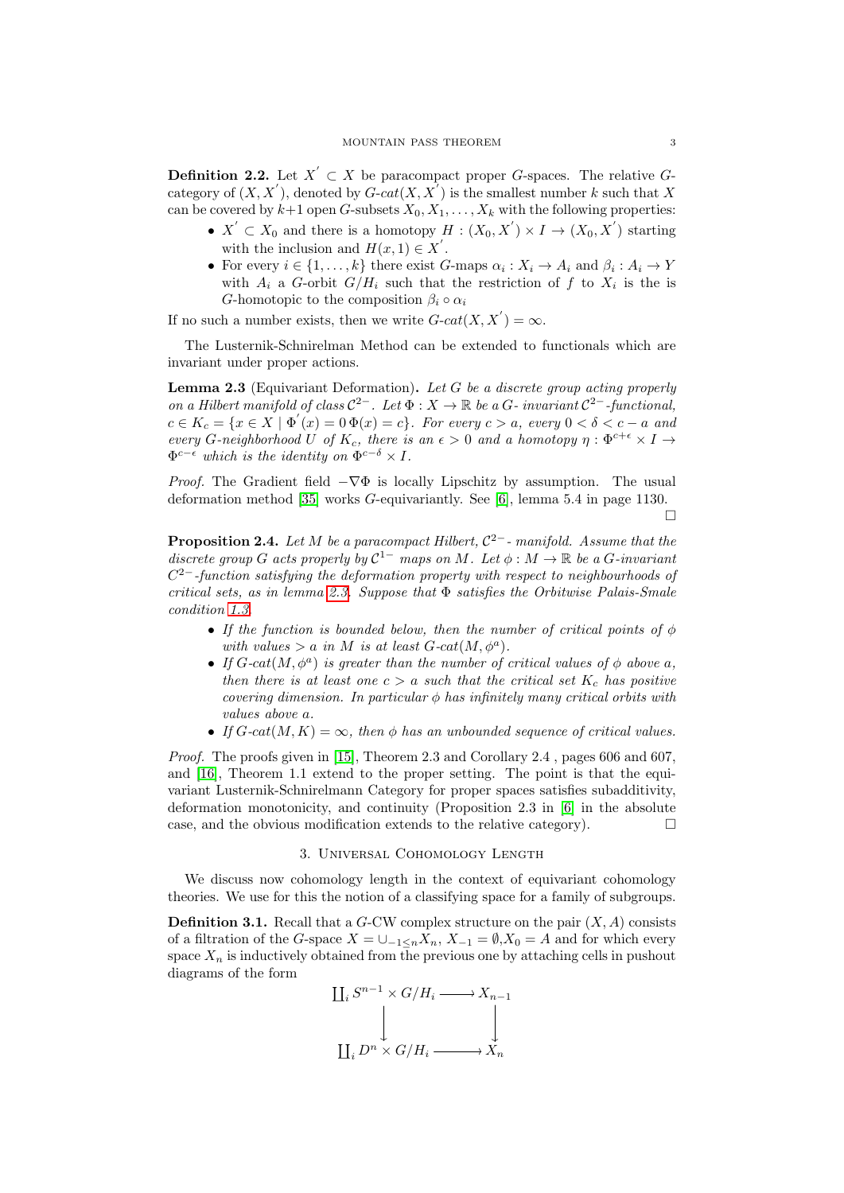**Definition 2.2.** Let $X^{'} \subset X$ be paracompact proper $G$-spaces. The relative $G$-category of $(X, X^{'})$, denoted by $G\text{-}cat(X, X^{'})$ is the smallest number $k$ such that $X$ can be covered by $k+1$ open $G$-subsets $X_0, X_1, \ldots, X_k$ with the following properties:

- $X^{'} \subset X_0$ and there is a homotopy $H : (X_0, X^{'}) \times I \to (X_0, X^{'})$ starting with the inclusion and $H(x, 1) \in X^{'}$.
- For every $i \in \{1, \ldots, k\}$ there exist $G$-maps $\alpha_i : X_i \to A_i$ and $\beta_i : A_i \to Y$ with $A_i$ a $G$-orbit $G/H_i$ such that the restriction of $f$ to $X_i$ is the is $G$-homotopic to the composition $\beta_i \circ \alpha_i$

If no such a number exists, then we write $G\text{-}cat(X, X^{'}) = \infty$.

The Lusternik-Schnirelman Method can be extended to functionals which are invariant under proper actions.

**Lemma 2.3** (Equivariant Deformation)**.** *Let $G$ be a discrete group acting properly on a Hilbert manifold of class $\mathcal{C}^{2-}$. Let $\Phi : X \to \mathbb{R}$ be a $G$- invariant $\mathcal{C}^{2-}$-functional, $c \in K_c = \{x \in X \mid \Phi^{'}(x) = 0\, \Phi(x) = c\}$. For every $c > a$, every $0 < \delta < c - a$ and every $G$-neighborhood $U$ of $K_c$, there is an $\epsilon > 0$ and a homotopy $\eta : \Phi^{c+\epsilon} \times I \to \Phi^{c-\epsilon}$ which is the identity on $\Phi^{c-\delta} \times I$.*

*Proof.* The Gradient field $-\nabla\Phi$ is locally Lipschitz by assumption. The usual deformation method [35] works $G$-equivariantly. See [6], lemma 5.4 in page 1130. $\square$

**Proposition 2.4.** *Let $M$ be a paracompact Hilbert, $\mathcal{C}^{2-}$- manifold. Assume that the discrete group $G$ acts properly by $\mathcal{C}^{1-}$ maps on $M$. Let $\phi : M \to \mathbb{R}$ be a $G$-invariant $C^{2-}$-function satisfying the deformation property with respect to neighbourhoods of critical sets, as in lemma 2.3. Suppose that $\Phi$ satisfies the Orbitwise Palais-Smale condition 1.3.*

- *If the function is bounded below, then the number of critical points of $\phi$ with values $> a$ in $M$ is at least $G\text{-}cat(M, \phi^a)$.*
- *If $G\text{-}cat(M, \phi^a)$ is greater than the number of critical values of $\phi$ above $a$, then there is at least one $c > a$ such that the critical set $K_c$ has positive covering dimension. In particular $\phi$ has infinitely many critical orbits with values above $a$.*
- *If $G\text{-}cat(M, K) = \infty$, then $\phi$ has an unbounded sequence of critical values.*

*Proof.* The proofs given in [15], Theorem 2.3 and Corollary 2.4 , pages 606 and 607, and [16], Theorem 1.1 extend to the proper setting. The point is that the equivariant Lusternik-Schnirelmann Category for proper spaces satisfies subadditivity, deformation monotonicity, and continuity (Proposition 2.3 in [6] in the absolute case, and the obvious modification extends to the relative category). $\square$

## 3. Universal Cohomology Length

We discuss now cohomology length in the context of equivariant cohomology theories. We use for this the notion of a classifying space for a family of subgroups.

**Definition 3.1.** Recall that a $G$-CW complex structure on the pair $(X, A)$ consists of a filtration of the $G$-space $X = \cup_{-1 \leq n} X_n$, $X_{-1} = \emptyset, X_0 = A$ and for which every space $X_n$ is inductively obtained from the previous one by attaching cells in pushout diagrams of the form

$$\begin{array}{ccc} \coprod_i S^{n-1} \times G/H_i & \longrightarrow & X_{n-1} \\ \big\downarrow & & \big\downarrow \\ \coprod_i D^n \times G/H_i & \longrightarrow & X_n \end{array}$$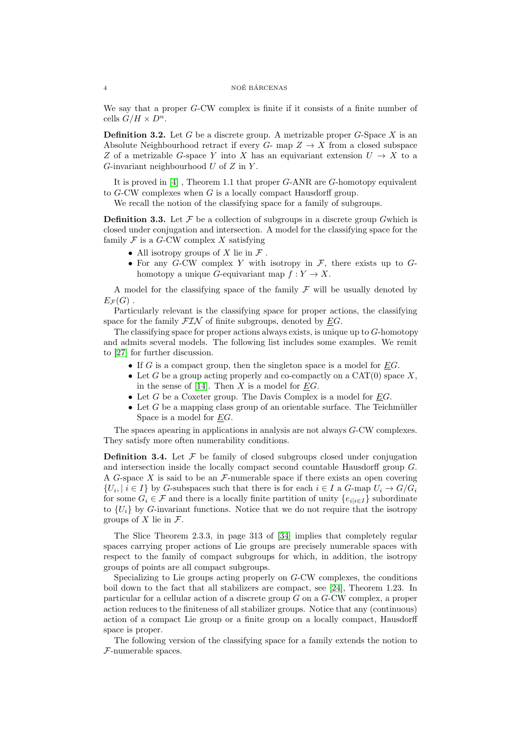We say that a proper $G$-CW complex is finite if it consists of a finite number of cells $G/H \times D^n$.

**Definition 3.2.** Let $G$ be a discrete group. A metrizable proper $G$-Space $X$ is an Absolute Neighbourhood retract if every $G$- map $Z \to X$ from a closed subspace $Z$ of a metrizable $G$-space $Y$ into $X$ has an equivariant extension $U \to X$ to a $G$-invariant neighbourhood $U$ of $Z$ in $Y$.

It is proved in [4] , Theorem 1.1 that proper $G$-ANR are $G$-homotopy equivalent to $G$-CW complexes when $G$ is a locally compact Hausdorff group.

We recall the notion of the classifying space for a family of subgroups.

**Definition 3.3.** Let $\mathcal{F}$ be a collection of subgroups in a discrete group $G$which is closed under conjugation and intersection. A model for the classifying space for the family $\mathcal{F}$ is a $G$-CW complex $X$ satisfying

- All isotropy groups of $X$ lie in $\mathcal{F}$ .
- For any $G$-CW complex $Y$ with isotropy in $\mathcal{F}$, there exists up to $G$-homotopy a unique $G$-equivariant map $f : Y \to X$.

A model for the classifying space of the family $\mathcal{F}$ will be usually denoted by $E_{\mathcal{F}}(G)$ .

Particularly relevant is the classifying space for proper actions, the classifying space for the family $\mathcal{FIN}$ of finite subgroups, denoted by $\underline{E}G$.

The classifying space for proper actions always exists, is unique up to $G$-homotopy and admits several models. The following list includes some examples. We remit to [27] for further discussion.

- If $G$ is a compact group, then the singleton space is a model for $\underline{E}G$.
- Let $G$ be a group acting properly and co-compactly on a CAT(0) space $X$, in the sense of [14]. Then $X$ is a model for $\underline{E}G$.
- Let $G$ be a Coxeter group. The Davis Complex is a model for $\underline{E}G$.
- Let $G$ be a mapping class group of an orientable surface. The Teichmüller Space is a model for $\underline{E}G$.

The spaces apearing in applications in analysis are not always $G$-CW complexes. They satisfy more often numerability conditions.

**Definition 3.4.** Let $\mathcal{F}$ be family of closed subgroups closed under conjugation and intersection inside the locally compact second countable Hausdorff group $G$. A $G$-space $X$ is said to be an $\mathcal{F}$-numerable space if there exists an open covering $\{U_i, | \; i \in I\}$ by $G$-subspaces such that there is for each $i \in I$ a $G$-map $U_i \to G/G_i$ for some $G_i \in \mathcal{F}$ and there is a locally finite partition of unity $\{e_{i|i \in I}\}$ subordinate to $\{U_i\}$ by $G$-invariant functions. Notice that we do not require that the isotropy groups of $X$ lie in $\mathcal{F}$.

The Slice Theorem 2.3.3, in page 313 of [34] implies that completely regular spaces carrying proper actions of Lie groups are precisely numerable spaces with respect to the family of compact subgroups for which, in addition, the isotropy groups of points are all compact subgroups.

Specializing to Lie groups acting properly on $G$-CW complexes, the conditions boil down to the fact that all stabilizers are compact, see [24], Theorem 1.23. In particular for a cellular action of a discrete group $G$ on a $G$-CW complex, a proper action reduces to the finiteness of all stabilizer groups. Notice that any (continuous) action of a compact Lie group or a finite group on a locally compact, Hausdorff space is proper.

The following version of the classifying space for a family extends the notion to $\mathcal{F}$-numerable spaces.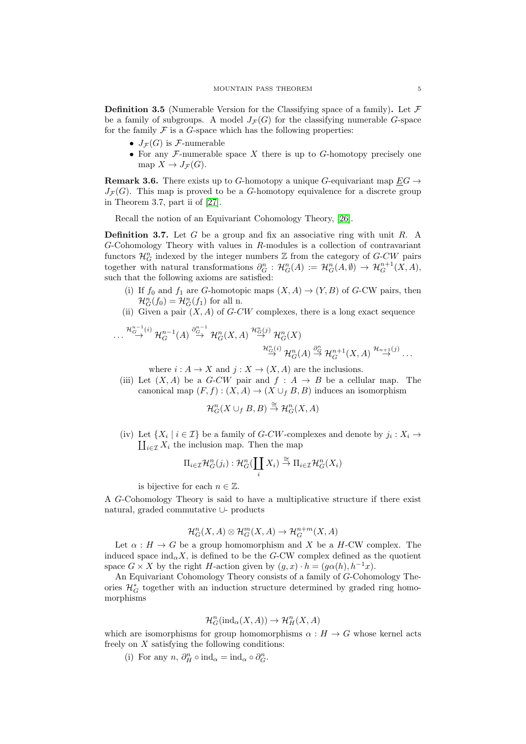**Definition 3.5** (Numerable Version for the Classifying space of a family)**.** Let $\mathcal{F}$ be a family of subgroups. A model $J_{\mathcal{F}}(G)$ for the classifying numerable $G$-space for the family $\mathcal{F}$ is a $G$-space which has the following properties:

- $J_{\mathcal{F}}(G)$ is $\mathcal{F}$-numerable
- For any $\mathcal{F}$-numerable space $X$ there is up to $G$-homotopy precisely one map $X \to J_{\mathcal{F}}(G)$.

**Remark 3.6.** There exists up to $G$-homotopy a unique $G$-equivariant map $\underline{E}G \to J_{\mathcal{F}}(G)$. This map is proved to be a $G$-homotopy equivalence for a discrete group in Theorem 3.7, part ii of [27].

Recall the notion of an Equivariant Cohomology Theory, [26].

**Definition 3.7.** Let $G$ be a group and fix an associative ring with unit $R$. A $G$-Cohomology Theory with values in $R$-modules is a collection of contravariant functors $\mathcal{H}^n_G$ indexed by the integer numbers $\mathbb{Z}$ from the category of $G$-$CW$ pairs together with natural transformations $\partial^n_G : \mathcal{H}^n_G(A) := \mathcal{H}^n_G(A, \emptyset) \to \mathcal{H}^{n+1}_G(X, A)$, such that the following axioms are satisfied:

(i) If $f_0$ and $f_1$ are $G$-homotopic maps $(X, A) \to (Y, B)$ of $G$-CW pairs, then $\mathcal{H}^n_G(f_0) = \mathcal{H}^n_G(f_1)$ for all n.

(ii) Given a pair $(X, A)$ of $G$-$CW$ complexes, there is a long exact sequence

$$\dots \overset{\mathcal{H}^{n-1}_G(i)}{\to} \mathcal{H}^{n-1}_G(A) \overset{\partial^{n-1}_G}{\to} \mathcal{H}^n_G(X, A) \overset{\mathcal{H}^n_G(j)}{\to} \mathcal{H}^n_G(X) \overset{\mathcal{H}^n_G(i)}{\to} \mathcal{H}^n_G(A) \overset{\partial^n_G}{\to} \mathcal{H}^{n+1}_G(X, A) \overset{\mathcal{H}_{n+1}(j)}{\to} \dots$$

where $i : A \to X$ and $j : X \to (X, A)$ are the inclusions.

(iii) Let $(X, A)$ be a $G$-$CW$ pair and $f : A \to B$ be a cellular map. The canonical map $(F, f) : (X, A) \to (X \cup_f B, B)$ induces an isomorphism

$$\mathcal{H}^n_G(X \cup_f B, B) \overset{\cong}{\to} \mathcal{H}^n_G(X, A)$$

(iv) Let $\{X_i \mid i \in \mathcal{I}\}$ be a family of $G$-$CW$-complexes and denote by $j_i : X_i \to \coprod_{i \in \mathcal{I}} X_i$ the inclusion map. Then the map

$$\Pi_{i \in \mathcal{I}} \mathcal{H}^n_G(j_i) : \mathcal{H}^n_G(\coprod_i X_i) \overset{\cong}{\to} \Pi_{i \in \mathcal{I}} \mathcal{H}^n_G(X_i)$$

is bijective for each $n \in \mathbb{Z}$.

A $G$-Cohomology Theory is said to have a multiplicative structure if there exist natural, graded commutative $\cup$- products

$$\mathcal{H}^n_G(X, A) \otimes \mathcal{H}^m_G(X, A) \to \mathcal{H}^{n+m}_G(X, A)$$

Let $\alpha : H \to G$ be a group homomorphism and $X$ be a $H$-CW complex. The induced space $\mathrm{ind}_\alpha X$, is defined to be the $G$-CW complex defined as the quotient space $G \times X$ by the right $H$-action given by $(g, x) \cdot h = (g\alpha(h), h^{-1}x)$.

An Equivariant Cohomology Theory consists of a family of $G$-Cohomology Theories $\mathcal{H}^*_G$ together with an induction structure determined by graded ring homomorphisms

$$\mathcal{H}^n_G(\mathrm{ind}_\alpha(X, A)) \to \mathcal{H}^n_H(X, A)$$

which are isomorphisms for group homomorphisms $\alpha : H \to G$ whose kernel acts freely on $X$ satisfying the following conditions:

(i) For any $n$, $\partial^n_H \circ \mathrm{ind}_\alpha = \mathrm{ind}_\alpha \circ \partial^n_G$.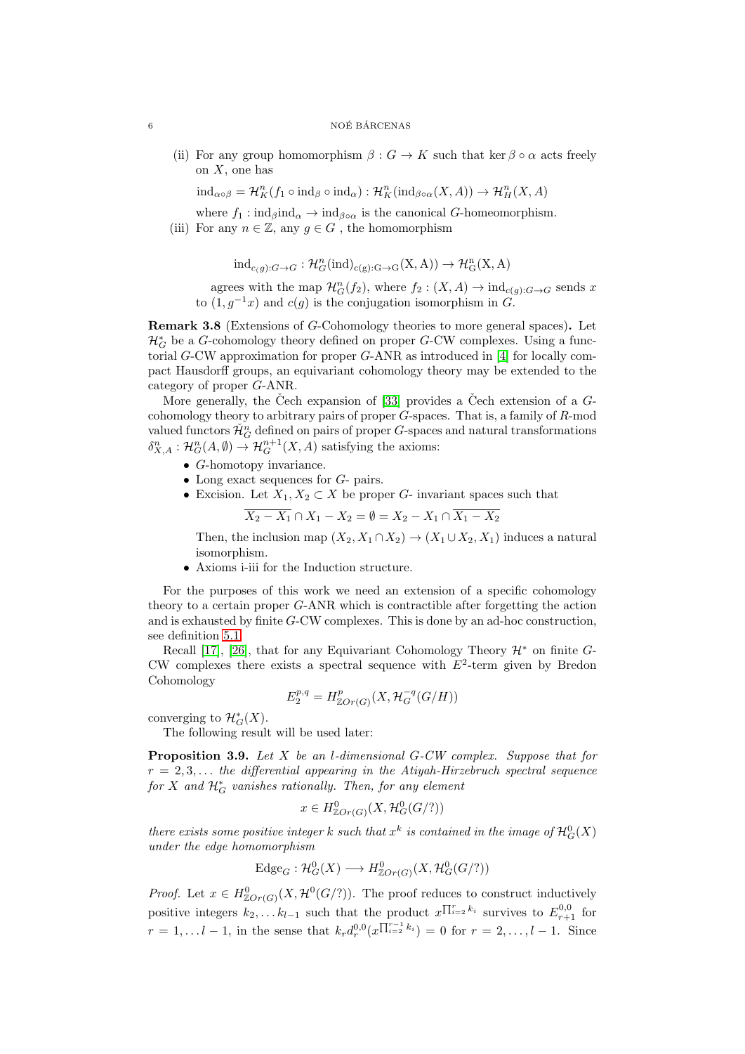(ii) For any group homomorphism $\beta : G \to K$ such that $\ker \beta \circ \alpha$ acts freely on $X$, one has

$\mathrm{ind}_{\alpha \circ \beta} = \mathcal{H}^n_K(f_1 \circ \mathrm{ind}_\beta \circ \mathrm{ind}_\alpha) : \mathcal{H}^n_K(\mathrm{ind}_{\beta \circ \alpha}(X, A)) \to \mathcal{H}^n_H(X, A)$

where $f_1 : \mathrm{ind}_\beta \mathrm{ind}_\alpha \to \mathrm{ind}_{\beta \circ \alpha}$ is the canonical $G$-homeomorphism.

(iii) For any $n \in \mathbb{Z}$, any $g \in G$ , the homomorphism

$$\mathrm{ind}_{c(g):G \to G} : \mathcal{H}^n_G(\mathrm{ind})_{c(g):G \to G}(X, A)) \to \mathcal{H}^n_G(X, A)$$

agrees with the map $\mathcal{H}^n_G(f_2)$, where $f_2 : (X, A) \to \mathrm{ind}_{c(g):G \to G}$ sends $x$ to $(1, g^{-1}x)$ and $c(g)$ is the conjugation isomorphism in $G$.

**Remark 3.8** (Extensions of $G$-Cohomology theories to more general spaces)**.** Let $\mathcal{H}^*_G$ be a $G$-cohomology theory defined on proper $G$-CW complexes. Using a functorial $G$-CW approximation for proper $G$-ANR as introduced in [4] for locally compact Hausdorff groups, an equivariant cohomology theory may be extended to the category of proper $G$-ANR.

More generally, the Čech expansion of [33] provides a Čech extension of a $G$-cohomology theory to arbitrary pairs of proper $G$-spaces. That is, a family of $R$-mod valued functors $\check{\mathcal{H}}^n_G$ defined on pairs of proper $G$-spaces and natural transformations $\delta^n_{X,A} : \mathcal{H}^n_G(A, \emptyset) \to \mathcal{H}^{n+1}_G(X, A)$ satisfying the axioms:

- $G$-homotopy invariance.
- Long exact sequences for $G$- pairs.
- Excision. Let $X_1, X_2 \subset X$ be proper $G$- invariant spaces such that

  $$\overline{X_2 - X_1} \cap X_1 - X_2 = \emptyset = X_2 - X_1 \cap \overline{X_1 - X_2}$$

  Then, the inclusion map $(X_2, X_1 \cap X_2) \to (X_1 \cup X_2, X_1)$ induces a natural isomorphism.
- Axioms i-iii for the Induction structure.

For the purposes of this work we need an extension of a specific cohomology theory to a certain proper $G$-ANR which is contractible after forgetting the action and is exhausted by finite $G$-CW complexes. This is done by an ad-hoc construction, see definition 5.1.

Recall [17], [26], that for any Equivariant Cohomology Theory $\mathcal{H}^*$ on finite $G$-CW complexes there exists a spectral sequence with $E^2$-term given by Bredon Cohomology

$$E_2^{p,q} = H^p_{\mathbb{Z}Or(G)}(X, \mathcal{H}^{-q}_G(G/H))$$

converging to $\mathcal{H}^*_G(X)$.

The following result will be used later:

**Proposition 3.9.** *Let $X$ be an $l$-dimensional $G$-CW complex. Suppose that for $r = 2, 3, \dots$ the differential appearing in the Atiyah-Hirzebruch spectral sequence for $X$ and $\mathcal{H}^*_G$ vanishes rationally. Then, for any element*

$$x \in H^0_{\mathbb{Z}Or(G)}(X, \mathcal{H}^0_G(G/?))$$

*there exists some positive integer $k$ such that $x^k$ is contained in the image of $\mathcal{H}^0_G(X)$ under the edge homomorphism*

$$\mathrm{Edge}_G : \mathcal{H}^0_G(X) \longrightarrow H^0_{\mathbb{Z}Or(G)}(X, \mathcal{H}^0_G(G/?))$$

*Proof.* Let $x \in H^0_{\mathbb{Z}Or(G)}(X, \mathcal{H}^0(G/?))$. The proof reduces to construct inductively positive integers $k_2, \dots k_{l-1}$ such that the product $x^{\prod_{i=2}^r k_i}$ survives to $E^{0,0}_{r+1}$ for $r = 1, \dots l-1$, in the sense that $k_r d^{0,0}_r(x^{\prod_{i=2}^{r-1} k_i}) = 0$ for $r = 2, \dots, l-1$. Since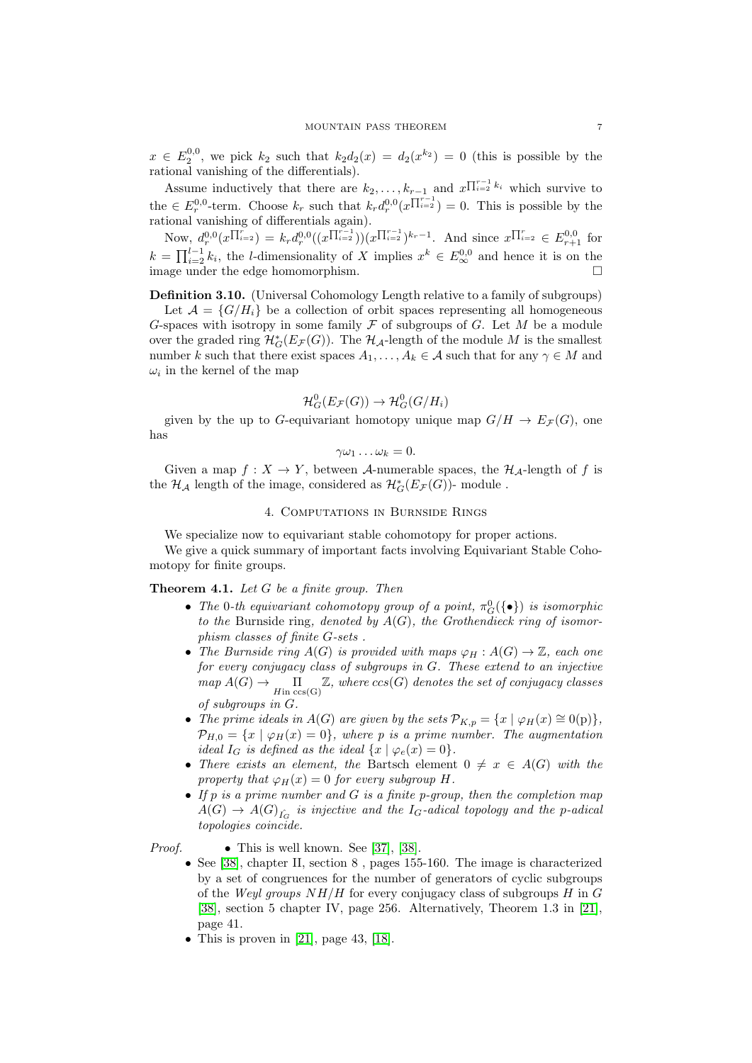$x \in E_2^{0,0}$, we pick $k_2$ such that $k_2 d_2(x) = d_2(x^{k_2}) = 0$ (this is possible by the rational vanishing of the differentials).

Assume inductively that there are $k_2, \ldots, k_{r-1}$ and $x^{\prod_{i=2}^{r-1} k_i}$ which survive to the $\in E_r^{0,0}$-term. Choose $k_r$ such that $k_r d_r^{0,0}(x^{\prod_{i=2}^{r-1}}) = 0$. This is possible by the rational vanishing of differentials again).

Now, $d_r^{0,0}(x^{\prod_{i=2}^{r}}) = k_r d_r^{0,0}((x^{\prod_{i=2}^{r-1}}))(x^{\prod_{i=2}^{r-1}})^{k_r - 1}$. And since $x^{\prod_{i=2}^{r}} \in E_{r+1}^{0,0}$ for $k = \prod_{i=2}^{l-1} k_i$, the $l$-dimensionality of $X$ implies $x^k \in E_\infty^{0,0}$ and hence it is on the image under the edge homomorphism. □

**Definition 3.10.** (Universal Cohomology Length relative to a family of subgroups) Let $\mathcal{A} = \{G/H_i\}$ be a collection of orbit spaces representing all homogeneous $G$-spaces with isotropy in some family $\mathcal{F}$ of subgroups of $G$. Let $M$ be a module over the graded ring $\mathcal{H}_G^*(E_{\mathcal{F}}(G))$. The $\mathcal{H}_{\mathcal{A}}$-length of the module $M$ is the smallest number $k$ such that there exist spaces $A_1, \ldots, A_k \in \mathcal{A}$ such that for any $\gamma \in M$ and $\omega_i$ in the kernel of the map

$$\mathcal{H}_G^0(E_{\mathcal{F}}(G)) \to \mathcal{H}_G^0(G/H_i)$$

given by the up to $G$-equivariant homotopy unique map $G/H \to E_{\mathcal{F}}(G)$, one has

$$\gamma \omega_1 \ldots \omega_k = 0.$$

Given a map $f : X \to Y$, between $\mathcal{A}$-numerable spaces, the $\mathcal{H}_{\mathcal{A}}$-length of $f$ is the $\mathcal{H}_{\mathcal{A}}$ length of the image, considered as $\mathcal{H}_G^*(E_{\mathcal{F}}(G))$- module .

## 4. Computations in Burnside Rings

We specialize now to equivariant stable cohomotopy for proper actions.

We give a quick summary of important facts involving Equivariant Stable Cohomotopy for finite groups.

**Theorem 4.1.** *Let $G$ be a finite group. Then*

- *The 0-th equivariant cohomotopy group of a point, $\pi_G^0(\{\bullet\})$ is isomorphic to the* Burnside ring*, denoted by $A(G)$, the Grothendieck ring of isomorphism classes of finite $G$-sets .*
- *The Burnside ring $A(G)$ is provided with maps $\varphi_H : A(G) \to \mathbb{Z}$, each one for every conjugacy class of subgroups in $G$. These extend to an injective map $A(G) \to \prod_{H \text{in ccs(G)}} \mathbb{Z}$, where $ccs(G)$ denotes the set of conjugacy classes of subgroups in $G$.*
- *The prime ideals in $A(G)$ are given by the sets $\mathcal{P}_{K,p} = \{x \mid \varphi_H(x) \cong 0(\mathrm{p})\}$, $\mathcal{P}_{H,0} = \{x \mid \varphi_H(x) = 0\}$, where $p$ is a prime number. The augmentation ideal $I_G$ is defined as the ideal $\{x \mid \varphi_e(x) = 0\}$.*
- *There exists an element, the* Bartsch element *$0 \neq x \in A(G)$ with the property that $\varphi_H(x) = 0$ for every subgroup $H$.*
- *If $p$ is a prime number and $G$ is a finite $p$-group, then the completion map $A(G) \to A(G)_{\hat{I_G}}$ is injective and the $I_G$-adical topology and the $p$-adical topologies coincide.*

*Proof.*

- This is well known. See [37], [38].
- See [38], chapter II, section 8 , pages 155-160. The image is characterized by a set of congruences for the number of generators of cyclic subgroups of the *Weyl groups $NH/H$* for every conjugacy class of subgroups $H$ in $G$ [38], section 5 chapter IV, page 256. Alternatively, Theorem 1.3 in [21], page 41.
- This is proven in [21], page 43, [18].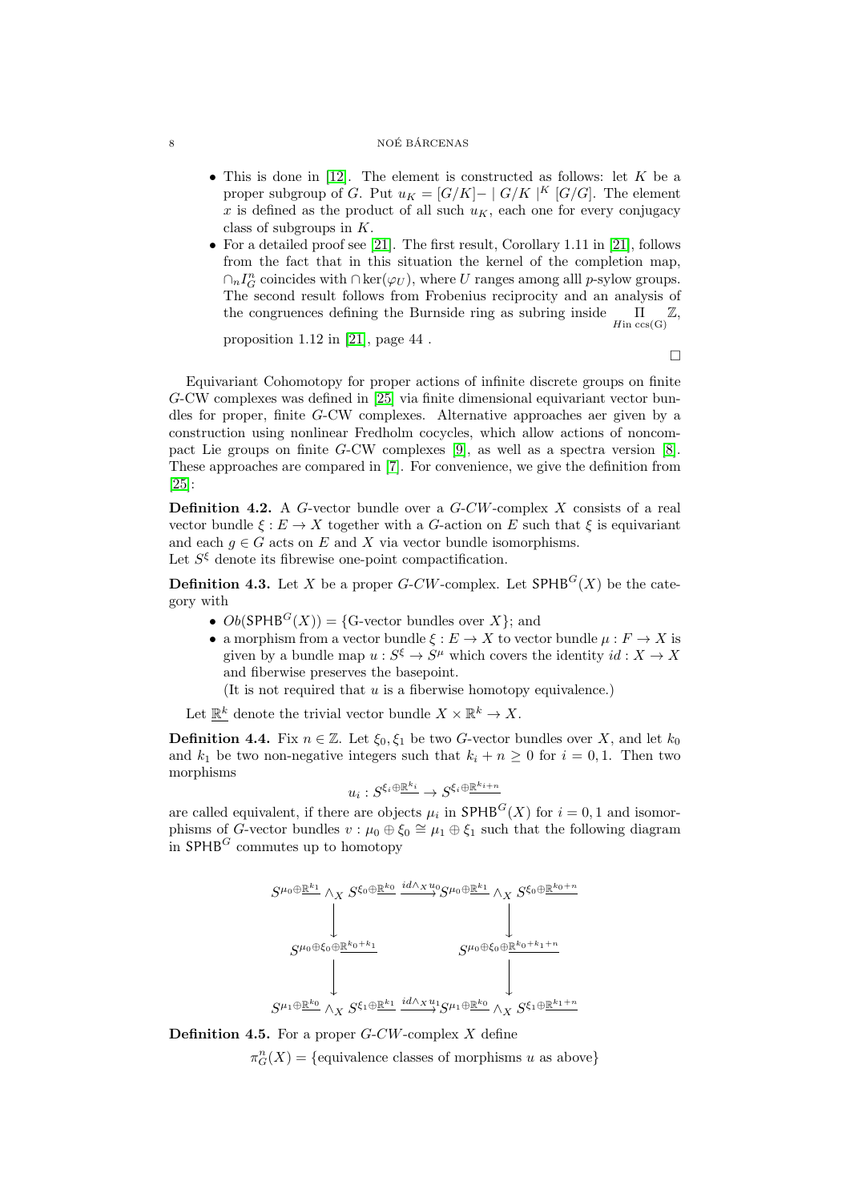- This is done in [12]. The element is constructed as follows: let $K$ be a proper subgroup of $G$. Put $u_K = [G/K] - \mid G/K \mid^K [G/G]$. The element $x$ is defined as the product of all such $u_K$, each one for every conjugacy class of subgroups in $K$.
- For a detailed proof see [21]. The first result, Corollary 1.11 in [21], follows from the fact that in this situation the kernel of the completion map, $\cap_n I_G^n$ coincides with $\cap \ker(\varphi_U)$, where $U$ ranges among alll $p$-sylow groups. The second result follows from Frobenius reciprocity and an analysis of the congruences defining the Burnside ring as subring inside $\prod_{H \text{in ccs(G)}} \mathbb{Z}$, proposition 1.12 in [21], page 44 .

□

Equivariant Cohomotopy for proper actions of infinite discrete groups on finite $G$-CW complexes was defined in [25] via finite dimensional equivariant vector bundles for proper, finite $G$-CW complexes. Alternative approaches aer given by a construction using nonlinear Fredholm cocycles, which allow actions of noncompact Lie groups on finite $G$-CW complexes [9], as well as a spectra version [8]. These approaches are compared in [7]. For convenience, we give the definition from [25]:

**Definition 4.2.** A $G$-vector bundle over a $G$-$CW$-complex $X$ consists of a real vector bundle $\xi : E \to X$ together with a $G$-action on $E$ such that $\xi$ is equivariant and each $g \in G$ acts on $E$ and $X$ via vector bundle isomorphisms.
Let $S^\xi$ denote its fibrewise one-point compactification.

**Definition 4.3.** Let $X$ be a proper $G$-$CW$-complex. Let $\mathsf{SPHB}^G(X)$ be the category with

- $Ob(\mathsf{SPHB}^G(X)) = \{$G-vector bundles over $X\}$; and
- a morphism from a vector bundle $\xi : E \to X$ to vector bundle $\mu : F \to X$ is given by a bundle map $u : S^\xi \to S^\mu$ which covers the identity $id : X \to X$ and fiberwise preserves the basepoint.
  (It is not required that $u$ is a fiberwise homotopy equivalence.)

Let $\underline{\mathbb{R}^k}$ denote the trivial vector bundle $X \times \mathbb{R}^k \to X$.

**Definition 4.4.** Fix $n \in \mathbb{Z}$. Let $\xi_0, \xi_1$ be two $G$-vector bundles over $X$, and let $k_0$ and $k_1$ be two non-negative integers such that $k_i + n \geq 0$ for $i = 0, 1$. Then two morphisms

$$u_i : S^{\xi_i \oplus \underline{\mathbb{R}^{k_i}}} \to S^{\xi_i \oplus \underline{\mathbb{R}^{k_i+n}}}$$

are called equivalent, if there are objects $\mu_i$ in $\mathsf{SPHB}^G(X)$ for $i = 0, 1$ and isomorphisms of $G$-vector bundles $v : \mu_0 \oplus \xi_0 \cong \mu_1 \oplus \xi_1$ such that the following diagram in $\mathsf{SPHB}^G$ commutes up to homotopy

$$\begin{array}{ccc}
S^{\mu_0 \oplus \underline{\mathbb{R}^{k_1}}} \wedge_X S^{\xi_0 \oplus \underline{\mathbb{R}^{k_0}}} & \xrightarrow{id \wedge_X u_0} & S^{\mu_0 \oplus \underline{\mathbb{R}^{k_1}}} \wedge_X S^{\xi_0 \oplus \underline{\mathbb{R}^{k_0+n}}} \\
\downarrow & & \downarrow \\
S^{\mu_0 \oplus \xi_0 \oplus \underline{\mathbb{R}^{k_0+k_1}}} & & S^{\mu_0 \oplus \xi_0 \oplus \underline{\mathbb{R}^{k_0+k_1+n}}} \\
\downarrow & & \downarrow \\
S^{\mu_1 \oplus \underline{\mathbb{R}^{k_0}}} \wedge_X S^{\xi_1 \oplus \underline{\mathbb{R}^{k_1}}} & \xrightarrow{id \wedge_X u_1} & S^{\mu_1 \oplus \underline{\mathbb{R}^{k_0}}} \wedge_X S^{\xi_1 \oplus \underline{\mathbb{R}^{k_1+n}}}
\end{array}$$

**Definition 4.5.** For a proper $G$-$CW$-complex $X$ define

$$\pi^n_G(X) = \{\text{equivalence classes of morphisms } u \text{ as above}\}$$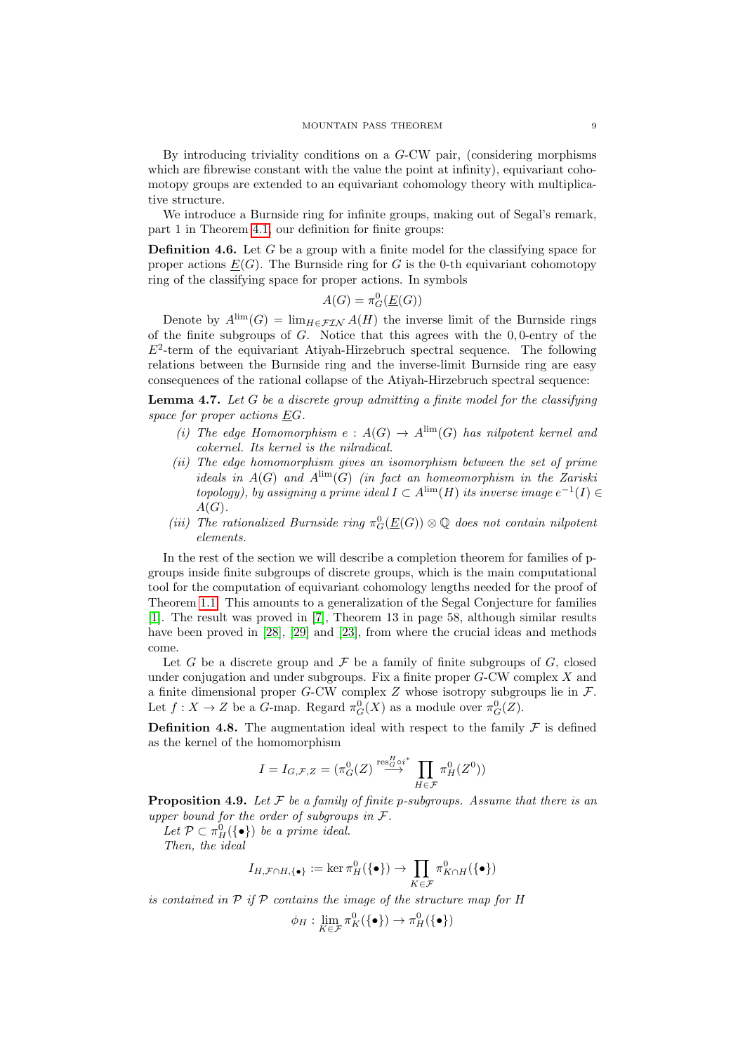By introducing triviality conditions on a $G$-CW pair, (considering morphisms which are fibrewise constant with the value the point at infinity), equivariant cohomotopy groups are extended to an equivariant cohomology theory with multiplicative structure.

We introduce a Burnside ring for infinite groups, making out of Segal's remark, part 1 in Theorem 4.1, our definition for finite groups:

**Definition 4.6.** Let $G$ be a group with a finite model for the classifying space for proper actions $\underline{E}(G)$. The Burnside ring for $G$ is the 0-th equivariant cohomotopy ring of the classifying space for proper actions. In symbols

$$A(G) = \pi_G^0(\underline{E}(G))$$

Denote by $A^{\lim}(G) = \lim_{H \in \mathcal{FIN}} A(H)$ the inverse limit of the Burnside rings of the finite subgroups of $G$. Notice that this agrees with the $0,0$-entry of the $E^2$-term of the equivariant Atiyah-Hirzebruch spectral sequence. The following relations between the Burnside ring and the inverse-limit Burnside ring are easy consequences of the rational collapse of the Atiyah-Hirzebruch spectral sequence:

**Lemma 4.7.** *Let $G$ be a discrete group admitting a finite model for the classifying space for proper actions $\underline{E}G$.*

*(i) The edge Homomorphism $e : A(G) \to A^{\lim}(G)$ has nilpotent kernel and cokernel. Its kernel is the nilradical.*

*(ii) The edge homomorphism gives an isomorphism between the set of prime ideals in $A(G)$ and $A^{\lim}(G)$ (in fact an homeomorphism in the Zariski topology), by assigning a prime ideal $I \subset A^{\lim}(H)$ its inverse image $e^{-1}(I) \in A(G)$.*

*(iii) The rationalized Burnside ring $\pi_G^0(\underline{E}(G)) \otimes \mathbb{Q}$ does not contain nilpotent elements.*

In the rest of the section we will describe a completion theorem for families of p-groups inside finite subgroups of discrete groups, which is the main computational tool for the computation of equivariant cohomology lengths needed for the proof of Theorem 1.1. This amounts to a generalization of the Segal Conjecture for families [1]. The result was proved in [7], Theorem 13 in page 58, although similar results have been proved in [28], [29] and [23], from where the crucial ideas and methods come.

Let $G$ be a discrete group and $\mathcal{F}$ be a family of finite subgroups of $G$, closed under conjugation and under subgroups. Fix a finite proper $G$-CW complex $X$ and a finite dimensional proper $G$-CW complex $Z$ whose isotropy subgroups lie in $\mathcal{F}$. Let $f : X \to Z$ be a $G$-map. Regard $\pi_G^0(X)$ as a module over $\pi_G^0(Z)$.

**Definition 4.8.** The augmentation ideal with respect to the family $\mathcal{F}$ is defined as the kernel of the homomorphism

$$I = I_{G,\mathcal{F},Z} = (\pi_G^0(Z) \stackrel{\mathrm{res}_G^H \circ i^*}{\longrightarrow} \prod_{H \in \mathcal{F}} \pi_H^0(Z^0))$$

**Proposition 4.9.** *Let $\mathcal{F}$ be a family of finite $p$-subgroups. Assume that there is an upper bound for the order of subgroups in $\mathcal{F}$.*

*Let $\mathcal{P} \subset \pi_H^0(\{\bullet\})$ be a prime ideal.*

*Then, the ideal*

$$I_{H,\mathcal{F}\cap H,\{\bullet\}} := \ker \pi_H^0(\{\bullet\}) \to \prod_{K \in \mathcal{F}} \pi_{K\cap H}^0(\{\bullet\})$$

*is contained in $\mathcal{P}$ if $\mathcal{P}$ contains the image of the structure map for $H$*

$$\phi_H : \lim_{K \in \mathcal{F}} \pi_K^0(\{\bullet\}) \to \pi_H^0(\{\bullet\})$$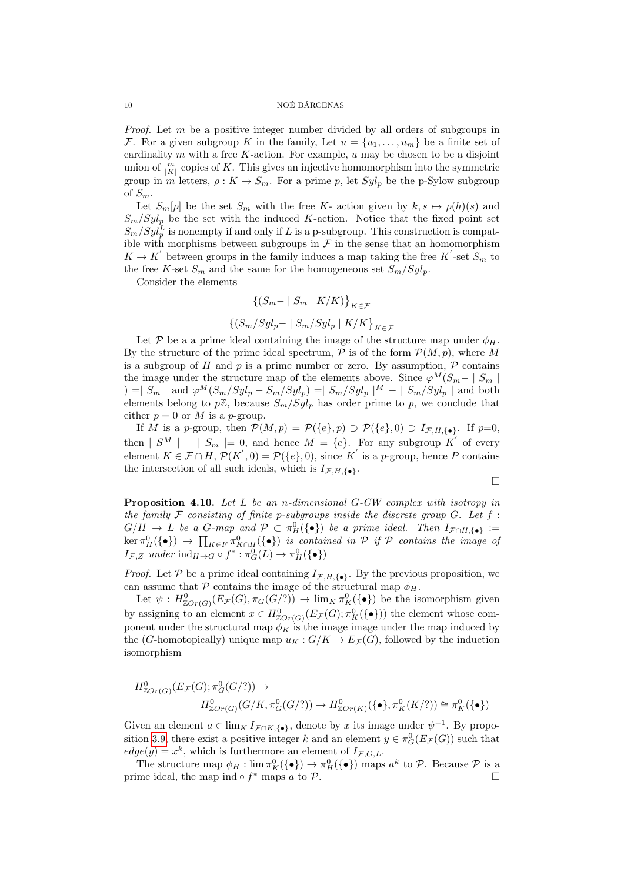*Proof.* Let $m$ be a positive integer number divided by all orders of subgroups in $\mathcal{F}$. For a given subgroup $K$ in the family, Let $u = \{u_1, \dots, u_m\}$ be a finite set of cardinality $m$ with a free $K$-action. For example, $u$ may be chosen to be a disjoint union of $\frac{m}{|K|}$ copies of $K$. This gives an injective homomorphism into the symmetric group in $m$ letters, $\rho : K \to S_m$. For a prime $p$, let $Syl_p$ be the p-Sylow subgroup of $S_m$.

Let $S_m[\rho]$ be the set $S_m$ with the free $K$- action given by $k, s \mapsto \rho(h)(s)$ and $S_m/Syl_p$ be the set with the induced $K$-action. Notice that the fixed point set $S_m/Syl_p^L$ is nonempty if and only if $L$ is a p-subgroup. This construction is compatible with morphisms between subgroups in $\mathcal{F}$ in the sense that an homomorphism $K \to K^{'}$ between groups in the family induces a map taking the free $K^{'}$-set $S_m$ to the free $K$-set $S_m$ and the same for the homogeneous set $S_m/Syl_p$.

Consider the elements

$$\left\{(S_m - \mid S_m \mid K/K)\right\}_{K\in\mathcal{F}}$$

$$\left\{(S_m/Syl_p - \mid S_m/Syl_p \mid K/K\right\}_{K\in\mathcal{F}}$$

Let $\mathcal{P}$ be a a prime ideal containing the image of the structure map under $\phi_H$. By the structure of the prime ideal spectrum, $\mathcal{P}$ is of the form $\mathcal{P}(M,p)$, where $M$ is a subgroup of $H$ and $p$ is a prime number or zero. By assumption, $\mathcal{P}$ contains the image under the structure map of the elements above. Since $\varphi^M(S_m - \mid S_m \mid ) = \mid S_m \mid$ and $\varphi^M(S_m/Syl_p - S_m/Syl_p) = \mid S_m/Syl_p \mid^M - \mid S_m/Syl_p \mid$ and both elements belong to $p\mathbb{Z}$, because $S_m/Syl_p$ has order prime to $p$, we conclude that either $p = 0$ or $M$ is a $p$-group.

If $M$ is a $p$-group, then $\mathcal{P}(M,p) = \mathcal{P}(\{e\},p) \supset \mathcal{P}(\{e\},0) \supset I_{\mathcal{F},H,\{\bullet\}}$. If $p$=0, then $\mid S^M \mid - \mid S_m \mid = 0$, and hence $M = \{e\}$. For any subgroup $K^{'}$ of every element $K \in \mathcal{F} \cap H$, $\mathcal{P}(K^{'}, 0) = \mathcal{P}(\{e\}, 0)$, since $K^{'}$ is a $p$-group, hence $P$ contains the intersection of all such ideals, which is $I_{\mathcal{F},H,\{\bullet\}}$. □

**Proposition 4.10.** *Let $L$ be an $n$-dimensional $G$-CW complex with isotropy in the family $\mathcal{F}$ consisting of finite $p$-subgroups inside the discrete group $G$. Let $f : G/H \to L$ be a $G$-map and $\mathcal{P} \subset \pi^0_H(\{\bullet\})$ be a prime ideal. Then $I_{\mathcal{F}\cap H,\{\bullet\}} := \ker \pi^0_H(\{\bullet\}) \to \prod_{K\in F} \pi^0_{K\cap H}(\{\bullet\})$ is contained in $\mathcal{P}$ if $\mathcal{P}$ contains the image of $I_{\mathcal{F},Z}$ under $\mathrm{ind}_{H\to G} \circ f^* : \pi^0_G(L) \to \pi^0_H(\{\bullet\})$*

*Proof.* Let $\mathcal{P}$ be a prime ideal containing $I_{\mathcal{F},H,\{\bullet\}}$. By the previous proposition, we can assume that $\mathcal{P}$ contains the image of the structural map $\phi_H$.

Let $\psi : H^0_{\mathbb{Z}Or(G)}(E_{\mathcal{F}}(G), \pi_G(G/?)) \to \lim_K \pi^0_K(\{\bullet\})$ be the isomorphism given by assigning to an element $x \in H^0_{\mathbb{Z}Or(G)}(E_{\mathcal{F}}(G); \pi^0_K(\{\bullet\}))$ the element whose component under the structural map $\phi_K$ is the image image under the map induced by the ($G$-homotopically) unique map $u_K : G/K \to E_{\mathcal{F}}(G)$, followed by the induction isomorphism

$$H^0_{\mathbb{Z}Or(G)}(E_{\mathcal{F}}(G); \pi^0_G(G/?)) \to$$
$$H^0_{\mathbb{Z}Or(G)}(G/K, \pi^0_G(G/?)) \to H^0_{\mathbb{Z}Or(K)}(\{\bullet\}, \pi^0_K(K/?)) \cong \pi^0_K(\{\bullet\})$$

Given an element $a \in \lim_K I_{\mathcal{F}\cap K,\{\bullet\}}$, denote by $x$ its image under $\psi^{-1}$. By proposition 3.9, there exist a positive integer $k$ and an element $y \in \pi^0_G(E_{\mathcal{F}}(G))$ such that $edge(y) = x^k$, which is furthermore an element of $I_{\mathcal{F},G,L}$.

The structure map $\phi_H : \lim \pi^0_K(\{\bullet\}) \to \pi^0_H(\{\bullet\})$ maps $a^k$ to $\mathcal{P}$. Because $\mathcal{P}$ is a prime ideal, the map $\mathrm{ind} \circ f^*$ maps $a$ to $\mathcal{P}$. □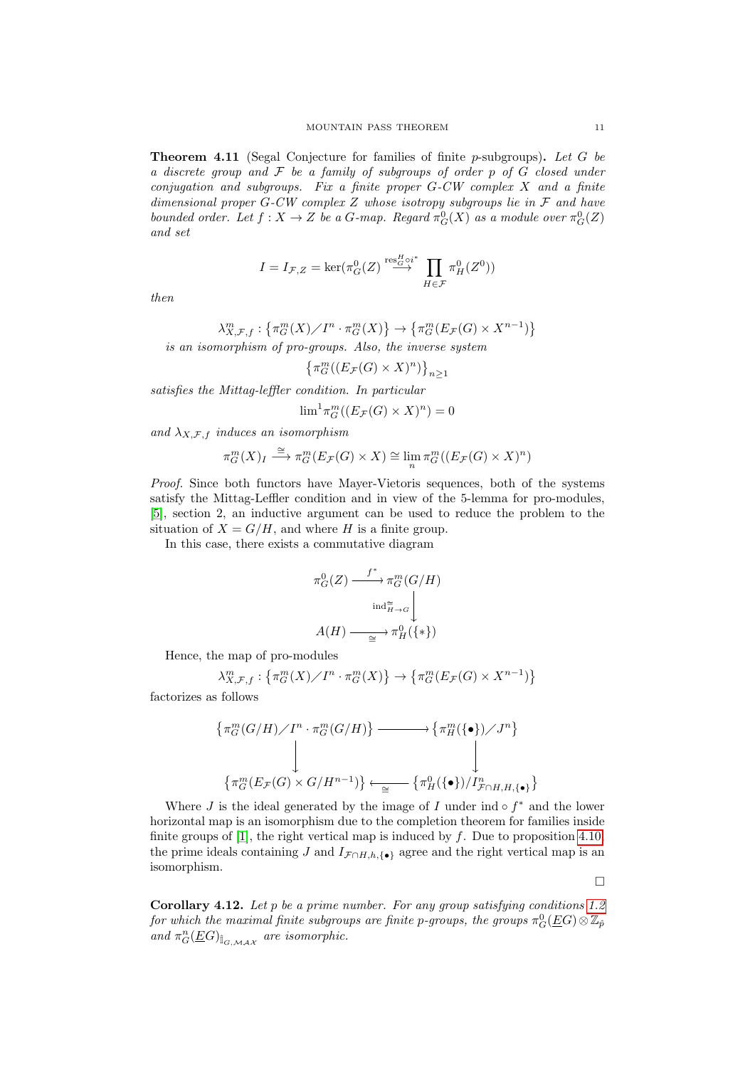**Theorem 4.11** (Segal Conjecture for families of finite $p$-subgroups)**.** *Let $G$ be a discrete group and $\mathcal{F}$ be a family of subgroups of order $p$ of $G$ closed under conjugation and subgroups. Fix a finite proper $G$-CW complex $X$ and a finite dimensional proper $G$-CW complex $Z$ whose isotropy subgroups lie in $\mathcal{F}$ and have bounded order. Let $f : X \to Z$ be a $G$-map. Regard $\pi_G^0(X)$ as a module over $\pi_G^0(Z)$ and set*

$$I = I_{\mathcal{F},Z} = \ker(\pi_G^0(Z) \xrightarrow{\operatorname{res}_G^H \circ i^*} \prod_{H \in \mathcal{F}} \pi_H^0(Z^0))$$

*then*

$$\lambda_{X,\mathcal{F},f}^m : \left\{ \pi_G^m(X) \diagup I^n \cdot \pi_G^m(X) \right\} \to \left\{ \pi_G^m(E_{\mathcal{F}}(G) \times X^{n-1}) \right\}$$

*is an isomorphism of pro-groups. Also, the inverse system*

$$\left\{ \pi_G^m((E_{\mathcal{F}}(G) \times X)^n) \right\}_{n \geq 1}$$

*satisfies the Mittag-leffler condition. In particular*

$$\lim{}^1 \pi_G^m((E_{\mathcal{F}}(G) \times X)^n) = 0$$

*and $\lambda_{X,\mathcal{F},f}$ induces an isomorphism*

$$\pi_G^m(X)_I \xrightarrow{\cong} \pi_G^m(E_{\mathcal{F}}(G) \times X) \cong \lim_n \pi_G^m((E_{\mathcal{F}}(G) \times X)^n)$$

*Proof.* Since both functors have Mayer-Vietoris sequences, both of the systems satisfy the Mittag-Leffler condition and in view of the 5-lemma for pro-modules, [5], section 2, an inductive argument can be used to reduce the problem to the situation of $X = G/H$, and where $H$ is a finite group.

In this case, there exists a commutative diagram

$$\begin{array}{ccc} \pi_G^0(Z) & \xrightarrow{f^*} & \pi_G^m(G/H) \\ & & \big\downarrow \operatorname{ind}_{H \to G}^{\cong} \\ A(H) & \xrightarrow[\cong]{} & \pi_H^0(\{*\}) \end{array}$$

Hence, the map of pro-modules

$$\lambda_{X,\mathcal{F},f}^m : \left\{ \pi_G^m(X) \diagup I^n \cdot \pi_G^m(X) \right\} \to \left\{ \pi_G^m(E_{\mathcal{F}}(G) \times X^{n-1}) \right\}$$

factorizes as follows

$$\begin{array}{ccc} \left\{ \pi_G^m(G/H) \diagup I^n \cdot \pi_G^m(G/H) \right\} & \longrightarrow & \left\{ \pi_H^m(\{\bullet\}) \diagup J^n \right\} \\ \big\downarrow & & \big\downarrow \\ \left\{ \pi_G^m(E_{\mathcal{F}}(G) \times G/H^{n-1}) \right\} & \xleftarrow[\cong]{} & \left\{ \pi_H^0(\{\bullet\}) / I^n_{\mathcal{F} \cap H, H, \{\bullet\}} \right\} \end{array}$$

Where $J$ is the ideal generated by the image of $I$ under $\operatorname{ind} \circ f^*$ and the lower horizontal map is an isomorphism due to the completion theorem for families inside finite groups of [1], the right vertical map is induced by $f$. Due to proposition 4.10, the prime ideals containing $J$ and $I_{\mathcal{F} \cap H, h, \{\bullet\}}$ agree and the right vertical map is an isomorphism.

□

**Corollary 4.12.** *Let $p$ be a prime number. For any group satisfying conditions 1.2 for which the maximal finite subgroups are finite $p$-groups, the groups $\pi_G^0(\underline{E}G) \otimes \mathbb{Z}_{\hat{p}}$ and $\pi_G^n(\underline{E}G)_{\mathbb{I}_{G,\mathcal{MAX}}}$ are isomorphic.*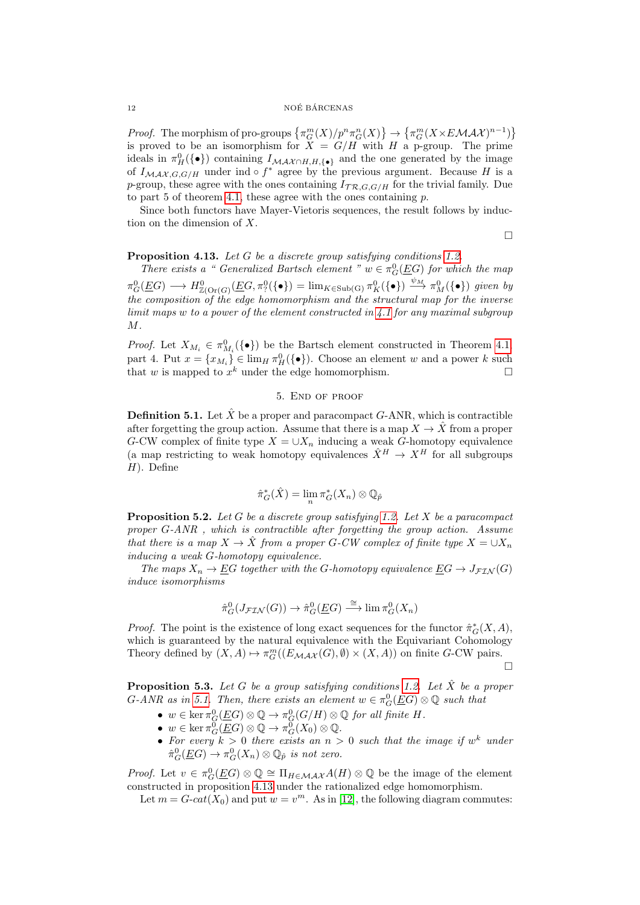*Proof.* The morphism of pro-groups $\left\{\pi^m_G(X)/p^n\pi^n_G(X)\right\} \to \left\{\pi^m_G(X \times E\mathcal{MAX})^{n-1}\right\}$ is proved to be an isomorphism for $X = G/H$ with $H$ a p-group. The prime ideals in $\pi^0_H(\{\bullet\})$ containing $I_{\mathcal{MAX}\cap H, H, \{\bullet\}}$ and the one generated by the image of $I_{\mathcal{MAX},G,G/H}$ under $\mathrm{ind} \circ f^*$ agree by the previous argument. Because $H$ is a $p$-group, these agree with the ones containing $I_{\mathcal{TR},G,G/H}$ for the trivial family. Due to part 5 of theorem 4.1, these agree with the ones containing $p$.

Since both functors have Mayer-Vietoris sequences, the result follows by induction on the dimension of $X$.

□

**Proposition 4.13.** *Let $G$ be a discrete group satisfying conditions 1.2.*

*There exists a " Generalized Bartsch element " $w \in \pi^0_G(\underline{E}G)$ for which the map $\pi^0_G(\underline{E}G) \longrightarrow H^0_{\mathbb{Z}(\mathrm{Or}(G)}(\underline{E}G, \pi^0_?(\{\bullet\}) = \lim_{K \in \mathrm{Sub(G)}} \pi^0_K(\{\bullet\}) \xrightarrow{\psi_M} \pi^0_M(\{\bullet\})$ given by the composition of the edge homomorphism and the structural map for the inverse limit maps $w$ to a power of the element constructed in 4.1 for any maximal subgroup $M$.*

*Proof.* Let $X_{M_i} \in \pi^0_{M_i}(\{\bullet\})$ be the Bartsch element constructed in Theorem 4.1 part 4. Put $x = \{x_{M_i}\} \in \lim_H \pi^0_H(\{\bullet\})$. Choose an element $w$ and a power $k$ such that $w$ is mapped to $x^k$ under the edge homomorphism. □

## 5. End of proof

**Definition 5.1.** Let $\hat{X}$ be a proper and paracompact $G$-ANR, which is contractible after forgetting the group action. Assume that there is a map $X \to \hat{X}$ from a proper $G$-CW complex of finite type $X = \cup X_n$ inducing a weak $G$-homotopy equivalence (a map restricting to weak homotopy equivalences $\hat{X}^H \to X^H$ for all subgroups $H$). Define

$$\hat{\pi}^*_G(\hat{X}) = \lim_n \pi^*_G(X_n) \otimes \mathbb{Q}_{\hat{p}}$$

**Proposition 5.2.** *Let $G$ be a discrete group satisfying 1.2. Let $X$ be a paracompact proper $G$-ANR , which is contractible after forgetting the group action. Assume that there is a map $X \to \hat{X}$ from a proper $G$-CW complex of finite type $X = \cup X_n$ inducing a weak $G$-homotopy equivalence.*

*The maps $X_n \to \underline{E}G$ together with the $G$-homotopy equivalence $\underline{E}G \to J_{\mathcal{FIN}}(G)$ induce isomorphisms*

$$\hat{\pi}^0_G(J_{\mathcal{FIN}}(G)) \to \hat{\pi}^0_G(\underline{E}G) \xrightarrow{\cong} \lim \pi^0_G(X_n)$$

*Proof.* The point is the existence of long exact sequences for the functor $\hat{\pi}^*_G(X, A)$, which is guaranteed by the natural equivalence with the Equivariant Cohomology Theory defined by $(X, A) \mapsto \pi^m_G((E_{\mathcal{MAX}}(G), \emptyset) \times (X, A))$ on finite $G$-CW pairs.

□

**Proposition 5.3.** *Let $G$ be a group satisfying conditions 1.2. Let $\hat{X}$ be a proper $G$-ANR as in 5.1. Then, there exists an element $w \in \pi^0_G(\underline{E}G) \otimes \mathbb{Q}$ such that*

- *$w \in \ker \pi^0_G(\underline{E}G) \otimes \mathbb{Q} \to \pi^0_G(G/H) \otimes \mathbb{Q}$ for all finite $H$.*
- *$w \in \ker \pi^0_G(\underline{E}G) \otimes \mathbb{Q} \to \pi^0_G(X_0) \otimes \mathbb{Q}$.*
- *For every $k > 0$ there exists an $n > 0$ such that the image if $w^k$ under $\hat{\pi}^0_G(\underline{E}G) \to \pi^0_G(X_n) \otimes \mathbb{Q}_{\hat{p}}$ is not zero.*

*Proof.* Let $v \in \pi^0_G(\underline{E}G) \otimes \mathbb{Q} \cong \Pi_{H \in \mathcal{MAX}} A(H) \otimes \mathbb{Q}$ be the image of the element constructed in proposition 4.13 under the rationalized edge homomorphism.

Let $m = G\text{-}cat(X_0)$ and put $w = v^m$. As in [12], the following diagram commutes: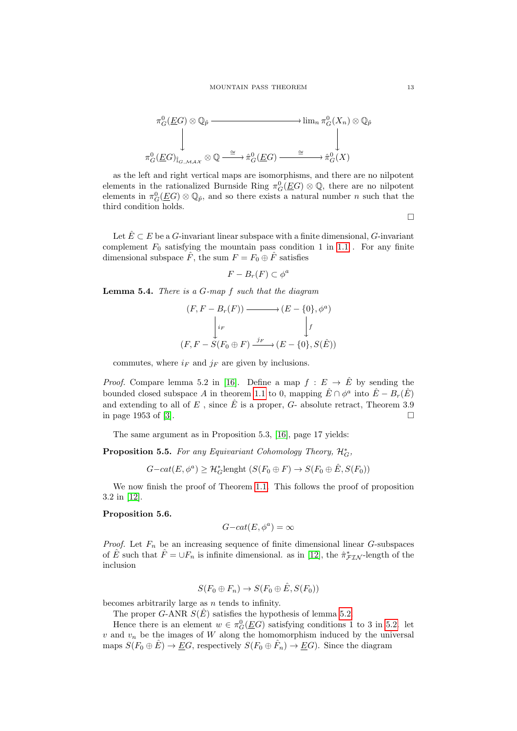$$\begin{array}{ccc}
\pi^0_G(\underline{E}G)\otimes\mathbb{Q}_{\hat{p}} & \longrightarrow & \lim_n \pi^0_G(X_n)\otimes\mathbb{Q}_{\hat{p}} \\
\downarrow & & \downarrow \\
\pi^0_G(\underline{E}G)_{\mathbb{I}_{G,\mathcal{MAX}}}\otimes\mathbb{Q} \xrightarrow{\cong} \hat{\pi}^0_G(\underline{E}G) & \xrightarrow{\cong} & \hat{\pi}^0_G(X)
\end{array}$$

as the left and right vertical maps are isomorphisms, and there are no nilpotent elements in the rationalized Burnside Ring $\pi^0_G(\underline{E}G)\otimes\mathbb{Q}$, there are no nilpotent elements in $\pi^0_G(\underline{E}G)\otimes\mathbb{Q}_{\hat{p}}$, and so there exists a natural number $n$ such that the third condition holds.

□

Let $\hat{E}\subset E$ be a $G$-invariant linear subspace with a finite dimensional, $G$-invariant complement $F_0$ satisfying the mountain pass condition 1 in 1.1 . For any finite dimensional subspace $\hat{F}$, the sum $F=F_0\oplus\hat{F}$ satisfies

$$F-B_r(F)\subset\phi^a$$

**Lemma 5.4.** *There is a $G$-map $f$ such that the diagram*

$$\begin{array}{ccc}
(F,F-B_r(F)) & \longrightarrow & (E-\{0\},\phi^a) \\
\downarrow{\scriptstyle i_F} & & \downarrow{\scriptstyle f} \\
(F,F-S(F_0\oplus F) & \xrightarrow{j_F} & (E-\{0\},S(\hat{E}))
\end{array}$$

*commutes, where $i_F$ and $j_F$ are given by inclusions.*

*Proof.* Compare lemma 5.2 in [16]. Define a map $f:E\to\hat{E}$ by sending the bounded closed subspace $A$ in theorem 1.1 to 0, mapping $\hat{E}\cap\phi^a$ into $\hat{E}-B_r(\hat{E})$ and extending to all of $E$ , since $\hat{E}$ is a proper, $G$- absolute retract, Theorem 3.9 in page 1953 of [3]. □

The same argument as in Proposition 5.3, [16], page 17 yields:

**Proposition 5.5.** *For any Equivariant Cohomology Theory, $\mathcal{H}^*_G$,*

$$G{-}cat(E,\phi^a)\geq\mathcal{H}^*_G\text{lenght }(S(F_0\oplus F)\to S(F_0\oplus\hat{E},S(F_0))$$

We now finish the proof of Theorem 1.1. This follows the proof of proposition 3.2 in [12].

**Proposition 5.6.**

$$G{-}cat(E,\phi^a)=\infty$$

*Proof.* Let $F_n$ be an increasing sequence of finite dimensional linear $G$-subspaces of $\hat{E}$ such that $\hat{F}=\cup F_n$ is infinite dimensional. as in [12], the $\hat{\pi}^*_{\mathcal{FIN}}$-length of the inclusion

$$S(F_0\oplus F_n)\to S(F_0\oplus\hat{E},S(F_0))$$

becomes arbitrarily large as $n$ tends to infinity.

The proper $G$-ANR $S(\hat{E})$ satisfies the hypothesis of lemma 5.2

Hence there is an element $w\in\pi^0_G(\underline{E}G)$ satisfying conditions 1 to 3 in 5.2. let $v$ and $v_n$ be the images of $W$ along the homomorphism induced by the universal maps $S(F_0\oplus\hat{E})\to\underline{E}G$, respectively $S(F_0\oplus\hat{F}_n)\to\underline{E}G$). Since the diagram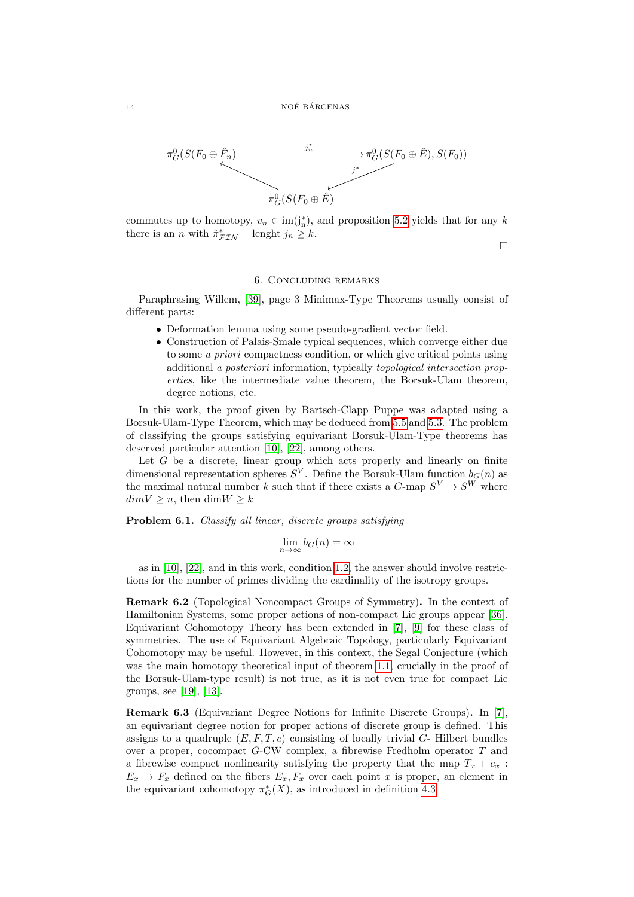$$
\begin{array}{ccc}
\pi^0_G(S(F_0 \oplus \hat{F}_n) & \xrightarrow{\quad j_n^* \quad} & \pi^0_G(S(F_0 \oplus \hat{E}), S(F_0)) \\
& \nwarrow \qquad \swarrow j^* & \\
& \pi^0_G(S(F_0 \oplus \hat{E}) &
\end{array}
$$

commutes up to homotopy, $v_n \in \mathrm{im}(\mathrm{j}_\mathrm{n}^*)$, and proposition 5.2 yields that for any $k$ there is an $n$ with $\hat{\pi}^*_{\mathcal{FIN}}$ − lenght $j_n \geq k$.

□

## 6. Concluding remarks

Paraphrasing Willem, [39], page 3 Minimax-Type Theorems usually consist of different parts:

- Deformation lemma using some pseudo-gradient vector field.
- Construction of Palais-Smale typical sequences, which converge either due to some *a priori* compactness condition, or which give critical points using additional *a posteriori* information, typically *topological intersection properties*, like the intermediate value theorem, the Borsuk-Ulam theorem, degree notions, etc.

In this work, the proof given by Bartsch-Clapp Puppe was adapted using a Borsuk-Ulam-Type Theorem, which may be deduced from 5.5 and 5.3. The problem of classifying the groups satisfying equivariant Borsuk-Ulam-Type theorems has deserved particular attention [10], [22], among others.

Let $G$ be a discrete, linear group which acts properly and linearly on finite dimensional representation spheres $S^V$. Define the Borsuk-Ulam function $b_G(n)$ as the maximal natural number $k$ such that if there exists a $G$-map $S^V \to S^W$ where $dimV \geq n$, then $\mathrm{dim}W \geq k$

**Problem 6.1.** *Classify all linear, discrete groups satisfying*

$$\lim_{n\to\infty} b_G(n) = \infty$$

as in [10], [22], and in this work, condition 1.2, the answer should involve restrictions for the number of primes dividing the cardinality of the isotropy groups.

**Remark 6.2** (Topological Noncompact Groups of Symmetry)**.** In the context of Hamiltonian Systems, some proper actions of non-compact Lie groups appear [36]. Equivariant Cohomotopy Theory has been extended in [7], [9] for these class of symmetries. The use of Equivariant Algebraic Topology, particularly Equivariant Cohomotopy may be useful. However, in this context, the Segal Conjecture (which was the main homotopy theoretical input of theorem 1.1, crucially in the proof of the Borsuk-Ulam-type result) is not true, as it is not even true for compact Lie groups, see [19], [13].

**Remark 6.3** (Equivariant Degree Notions for Infinite Discrete Groups)**.** In [7], an equivariant degree notion for proper actions of discrete group is defined. This assigns to a quadruple $(E, F, T, c)$ consisting of locally trivial $G$- Hilbert bundles over a proper, cocompact $G$-CW complex, a fibrewise Fredholm operator $T$ and a fibrewise compact nonlinearity satisfying the property that the map $T_x + c_x : E_x \to F_x$ defined on the fibers $E_x, F_x$ over each point $x$ is proper, an element in the equivariant cohomotopy $\pi^*_G(X)$, as introduced in definition 4.3.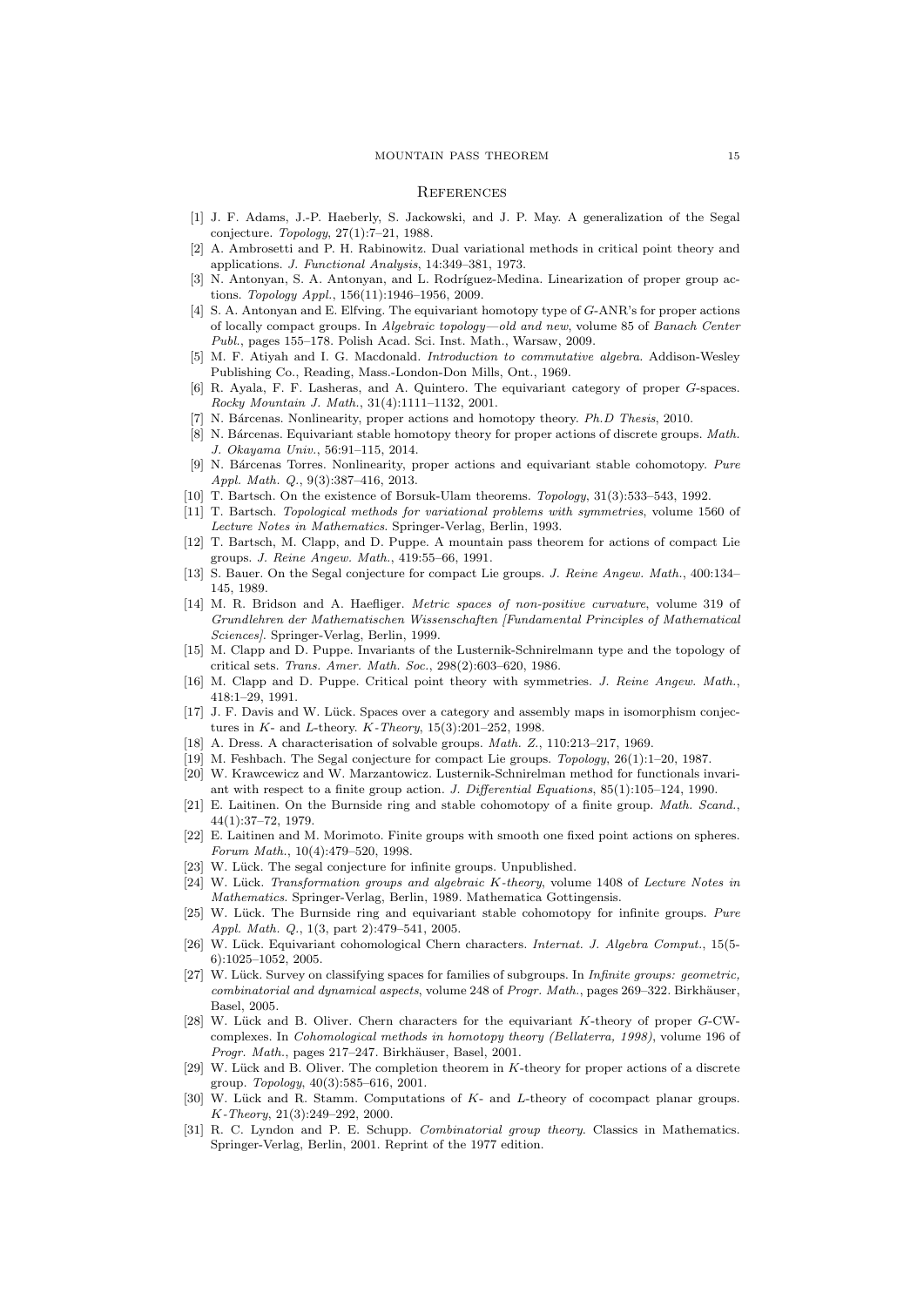## References

[1] J. F. Adams, J.-P. Haeberly, S. Jackowski, and J. P. May. A generalization of the Segal conjecture. *Topology*, 27(1):7–21, 1988.

[2] A. Ambrosetti and P. H. Rabinowitz. Dual variational methods in critical point theory and applications. *J. Functional Analysis*, 14:349–381, 1973.

[3] N. Antonyan, S. A. Antonyan, and L. Rodríguez-Medina. Linearization of proper group actions. *Topology Appl.*, 156(11):1946–1956, 2009.

[4] S. A. Antonyan and E. Elfving. The equivariant homotopy type of $G$-ANR's for proper actions of locally compact groups. In *Algebraic topology—old and new*, volume 85 of *Banach Center Publ.*, pages 155–178. Polish Acad. Sci. Inst. Math., Warsaw, 2009.

[5] M. F. Atiyah and I. G. Macdonald. *Introduction to commutative algebra*. Addison-Wesley Publishing Co., Reading, Mass.-London-Don Mills, Ont., 1969.

[6] R. Ayala, F. F. Lasheras, and A. Quintero. The equivariant category of proper $G$-spaces. *Rocky Mountain J. Math.*, 31(4):1111–1132, 2001.

[7] N. Bárcenas. Nonlinearity, proper actions and homotopy theory. *Ph.D Thesis*, 2010.

[8] N. Bárcenas. Equivariant stable homotopy theory for proper actions of discrete groups. *Math. J. Okayama Univ.*, 56:91–115, 2014.

[9] N. Bárcenas Torres. Nonlinearity, proper actions and equivariant stable cohomotopy. *Pure Appl. Math. Q.*, 9(3):387–416, 2013.

[10] T. Bartsch. On the existence of Borsuk-Ulam theorems. *Topology*, 31(3):533–543, 1992.

[11] T. Bartsch. *Topological methods for variational problems with symmetries*, volume 1560 of *Lecture Notes in Mathematics*. Springer-Verlag, Berlin, 1993.

[12] T. Bartsch, M. Clapp, and D. Puppe. A mountain pass theorem for actions of compact Lie groups. *J. Reine Angew. Math.*, 419:55–66, 1991.

[13] S. Bauer. On the Segal conjecture for compact Lie groups. *J. Reine Angew. Math.*, 400:134–145, 1989.

[14] M. R. Bridson and A. Haefliger. *Metric spaces of non-positive curvature*, volume 319 of *Grundlehren der Mathematischen Wissenschaften [Fundamental Principles of Mathematical Sciences]*. Springer-Verlag, Berlin, 1999.

[15] M. Clapp and D. Puppe. Invariants of the Lusternik-Schnirelmann type and the topology of critical sets. *Trans. Amer. Math. Soc.*, 298(2):603–620, 1986.

[16] M. Clapp and D. Puppe. Critical point theory with symmetries. *J. Reine Angew. Math.*, 418:1–29, 1991.

[17] J. F. Davis and W. Lück. Spaces over a category and assembly maps in isomorphism conjectures in $K$- and $L$-theory. *$K$-Theory*, 15(3):201–252, 1998.

[18] A. Dress. A characterisation of solvable groups. *Math. Z.*, 110:213–217, 1969.

[19] M. Feshbach. The Segal conjecture for compact Lie groups. *Topology*, 26(1):1–20, 1987.

[20] W. Krawcewicz and W. Marzantowicz. Lusternik-Schnirelman method for functionals invariant with respect to a finite group action. *J. Differential Equations*, 85(1):105–124, 1990.

[21] E. Laitinen. On the Burnside ring and stable cohomotopy of a finite group. *Math. Scand.*, 44(1):37–72, 1979.

[22] E. Laitinen and M. Morimoto. Finite groups with smooth one fixed point actions on spheres. *Forum Math.*, 10(4):479–520, 1998.

[23] W. Lück. The segal conjecture for infinite groups. Unpublished.

[24] W. Lück. *Transformation groups and algebraic $K$-theory*, volume 1408 of *Lecture Notes in Mathematics*. Springer-Verlag, Berlin, 1989. Mathematica Gottingensis.

[25] W. Lück. The Burnside ring and equivariant stable cohomotopy for infinite groups. *Pure Appl. Math. Q.*, 1(3, part 2):479–541, 2005.

[26] W. Lück. Equivariant cohomological Chern characters. *Internat. J. Algebra Comput.*, 15(5-6):1025–1052, 2005.

[27] W. Lück. Survey on classifying spaces for families of subgroups. In *Infinite groups: geometric, combinatorial and dynamical aspects*, volume 248 of *Progr. Math.*, pages 269–322. Birkhäuser, Basel, 2005.

[28] W. Lück and B. Oliver. Chern characters for the equivariant $K$-theory of proper $G$-CW-complexes. In *Cohomological methods in homotopy theory (Bellaterra, 1998)*, volume 196 of *Progr. Math.*, pages 217–247. Birkhäuser, Basel, 2001.

[29] W. Lück and B. Oliver. The completion theorem in $K$-theory for proper actions of a discrete group. *Topology*, 40(3):585–616, 2001.

[30] W. Lück and R. Stamm. Computations of $K$- and $L$-theory of cocompact planar groups. *$K$-Theory*, 21(3):249–292, 2000.

[31] R. C. Lyndon and P. E. Schupp. *Combinatorial group theory*. Classics in Mathematics. Springer-Verlag, Berlin, 2001. Reprint of the 1977 edition.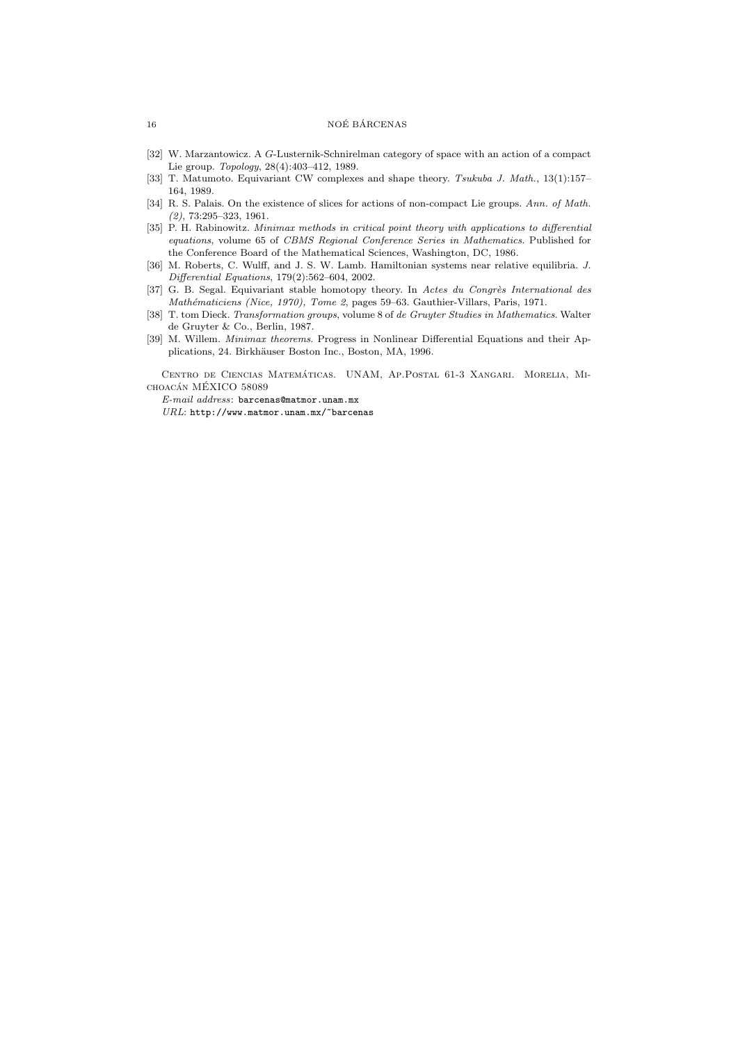[32] W. Marzantowicz. A $G$-Lusternik-Schnirelman category of space with an action of a compact Lie group. *Topology*, 28(4):403–412, 1989.

[33] T. Matumoto. Equivariant CW complexes and shape theory. *Tsukuba J. Math.*, 13(1):157–164, 1989.

[34] R. S. Palais. On the existence of slices for actions of non-compact Lie groups. *Ann. of Math. (2)*, 73:295–323, 1961.

[35] P. H. Rabinowitz. *Minimax methods in critical point theory with applications to differential equations*, volume 65 of *CBMS Regional Conference Series in Mathematics*. Published for the Conference Board of the Mathematical Sciences, Washington, DC, 1986.

[36] M. Roberts, C. Wulff, and J. S. W. Lamb. Hamiltonian systems near relative equilibria. *J. Differential Equations*, 179(2):562–604, 2002.

[37] G. B. Segal. Equivariant stable homotopy theory. In *Actes du Congrès International des Mathématiciens (Nice, 1970), Tome 2*, pages 59–63. Gauthier-Villars, Paris, 1971.

[38] T. tom Dieck. *Transformation groups*, volume 8 of *de Gruyter Studies in Mathematics*. Walter de Gruyter & Co., Berlin, 1987.

[39] M. Willem. *Minimax theorems*. Progress in Nonlinear Differential Equations and their Applications, 24. Birkhäuser Boston Inc., Boston, MA, 1996.

Centro de Ciencias Matemáticas. UNAM, Ap.Postal 61-3 Xangari. Morelia, Michoacán MÉXICO 58089

*E-mail address*: barcenas@matmor.unam.mx

*URL*: http://www.matmor.unam.mx/~barcenas